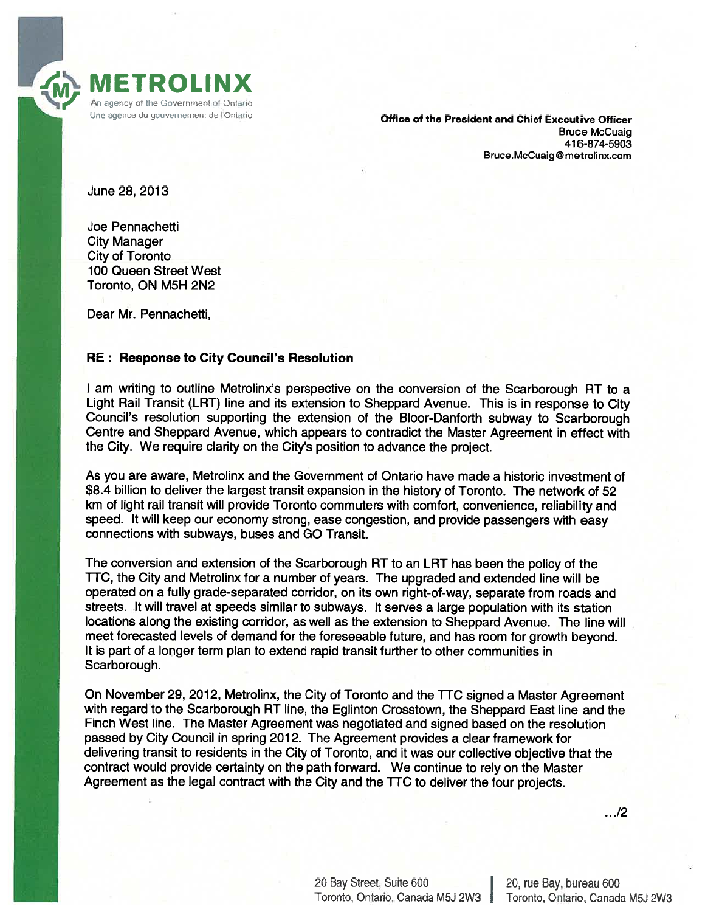**METROLINX**
An agency of the Government of Ontario
Une agence du gouvernement de l'Ontario

**Office of the President and Chief Executive Officer**
Bruce McCuaig
416-874-5903
Bruce.McCuaig@metrolinx.com

June 28, 2013

Joe Pennachetti
City Manager
City of Toronto
100 Queen Street West
Toronto, ON M5H 2N2

Dear Mr. Pennachetti,

**RE : Response to City Council's Resolution**

I am writing to outline Metrolinx's perspective on the conversion of the Scarborough RT to a Light Rail Transit (LRT) line and its extension to Sheppard Avenue. This is in response to City Council's resolution supporting the extension of the Bloor-Danforth subway to Scarborough Centre and Sheppard Avenue, which appears to contradict the Master Agreement in effect with the City. We require clarity on the City's position to advance the project.

As you are aware, Metrolinx and the Government of Ontario have made a historic investment of $8.4 billion to deliver the largest transit expansion in the history of Toronto. The network of 52 km of light rail transit will provide Toronto commuters with comfort, convenience, reliability and speed. It will keep our economy strong, ease congestion, and provide passengers with easy connections with subways, buses and GO Transit.

The conversion and extension of the Scarborough RT to an LRT has been the policy of the TTC, the City and Metrolinx for a number of years. The upgraded and extended line will be operated on a fully grade-separated corridor, on its own right-of-way, separate from roads and streets. It will travel at speeds similar to subways. It serves a large population with its station locations along the existing corridor, as well as the extension to Sheppard Avenue. The line will meet forecasted levels of demand for the foreseeable future, and has room for growth beyond. It is part of a longer term plan to extend rapid transit further to other communities in Scarborough.

On November 29, 2012, Metrolinx, the City of Toronto and the TTC signed a Master Agreement with regard to the Scarborough RT line, the Eglinton Crosstown, the Sheppard East line and the Finch West line. The Master Agreement was negotiated and signed based on the resolution passed by City Council in spring 2012. The Agreement provides a clear framework for delivering transit to residents in the City of Toronto, and it was our collective objective that the contract would provide certainty on the path forward. We continue to rely on the Master Agreement as the legal contract with the City and the TTC to deliver the four projects.

.../2

20 Bay Street, Suite 600
Toronto, Ontario, Canada M5J 2W3

20, rue Bay, bureau 600
Toronto, Ontario, Canada M5J 2W3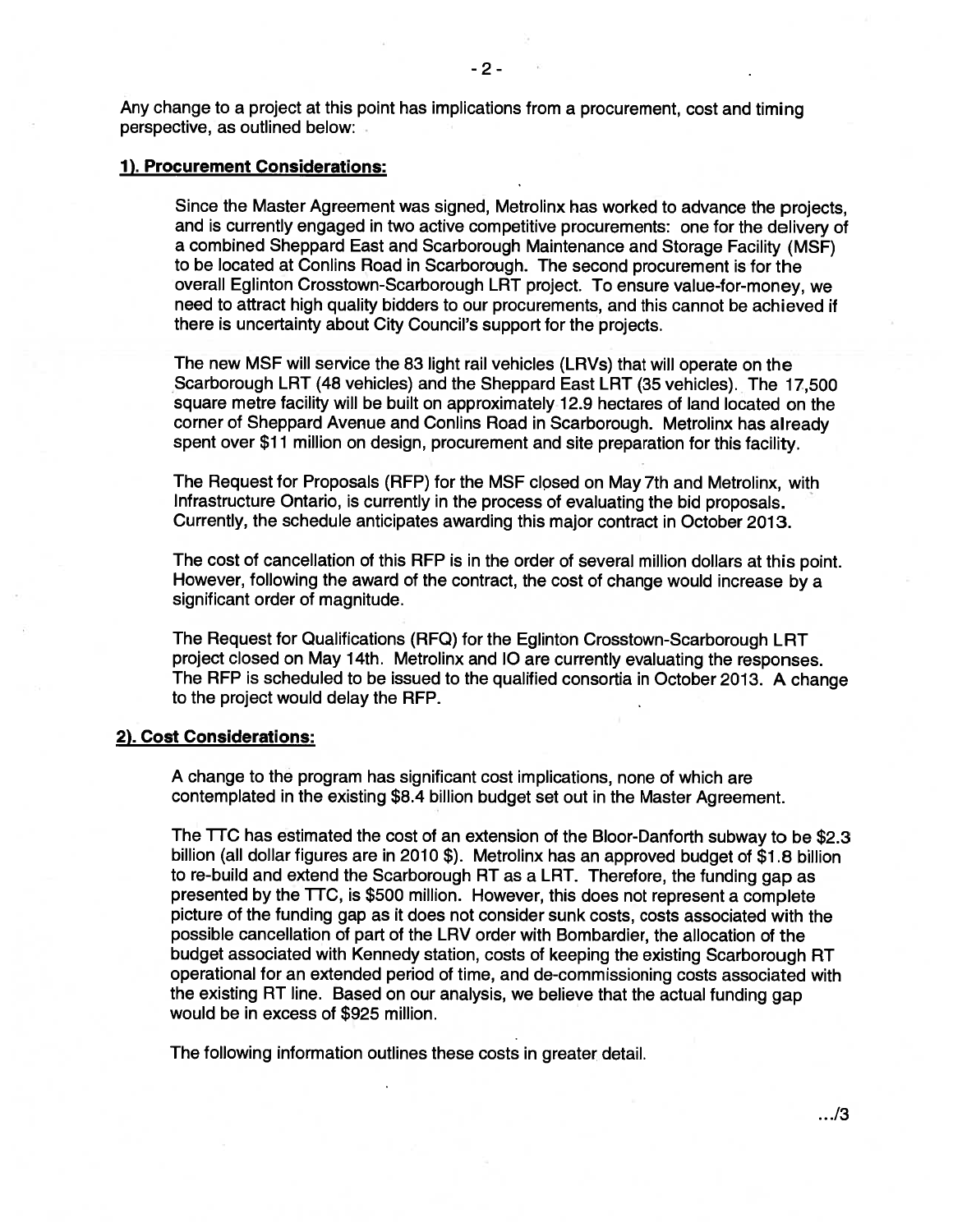Any change to a project at this point has implications from a procurement, cost and timing perspective, as outlined below:

**1). Procurement Considerations:**

Since the Master Agreement was signed, Metrolinx has worked to advance the projects, and is currently engaged in two active competitive procurements: one for the delivery of a combined Sheppard East and Scarborough Maintenance and Storage Facility (MSF) to be located at Conlins Road in Scarborough. The second procurement is for the overall Eglinton Crosstown-Scarborough LRT project. To ensure value-for-money, we need to attract high quality bidders to our procurements, and this cannot be achieved if there is uncertainty about City Council's support for the projects.

The new MSF will service the 83 light rail vehicles (LRVs) that will operate on the Scarborough LRT (48 vehicles) and the Sheppard East LRT (35 vehicles). The 17,500 square metre facility will be built on approximately 12.9 hectares of land located on the corner of Sheppard Avenue and Conlins Road in Scarborough. Metrolinx has already spent over $11 million on design, procurement and site preparation for this facility.

The Request for Proposals (RFP) for the MSF closed on May 7th and Metrolinx, with Infrastructure Ontario, is currently in the process of evaluating the bid proposals. Currently, the schedule anticipates awarding this major contract in October 2013.

The cost of cancellation of this RFP is in the order of several million dollars at this point. However, following the award of the contract, the cost of change would increase by a significant order of magnitude.

The Request for Qualifications (RFQ) for the Eglinton Crosstown-Scarborough LRT project closed on May 14th. Metrolinx and IO are currently evaluating the responses. The RFP is scheduled to be issued to the qualified consortia in October 2013. A change to the project would delay the RFP.

**2). Cost Considerations:**

A change to the program has significant cost implications, none of which are contemplated in the existing $8.4 billion budget set out in the Master Agreement.

The TTC has estimated the cost of an extension of the Bloor-Danforth subway to be $2.3 billion (all dollar figures are in 2010 $). Metrolinx has an approved budget of $1.8 billion to re-build and extend the Scarborough RT as a LRT. Therefore, the funding gap as presented by the TTC, is $500 million. However, this does not represent a complete picture of the funding gap as it does not consider sunk costs, costs associated with the possible cancellation of part of the LRV order with Bombardier, the allocation of the budget associated with Kennedy station, costs of keeping the existing Scarborough RT operational for an extended period of time, and de-commissioning costs associated with the existing RT line. Based on our analysis, we believe that the actual funding gap would be in excess of $925 million.

The following information outlines these costs in greater detail.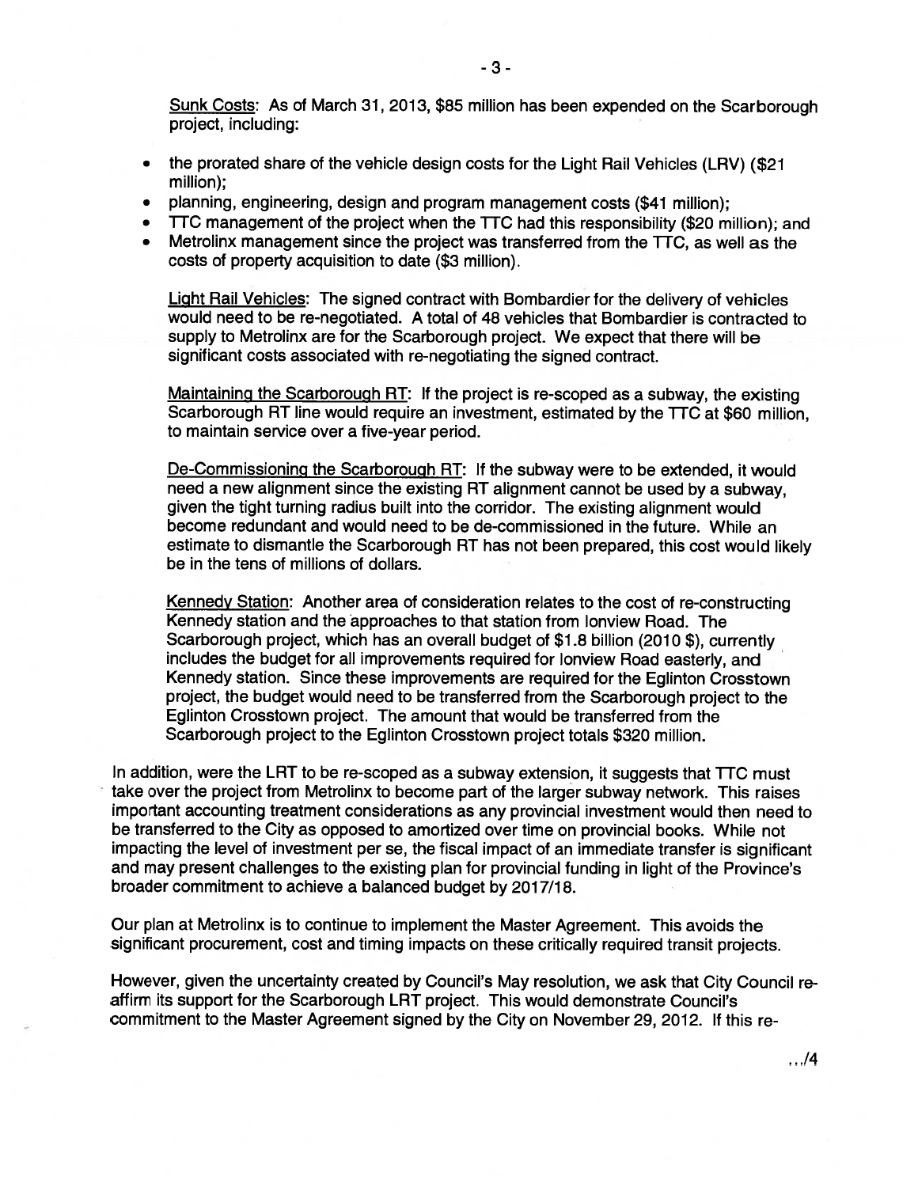Sunk Costs: As of March 31, 2013, \$85 million has been expended on the Scarborough project, including:

- the prorated share of the vehicle design costs for the Light Rail Vehicles (LRV) (\$21 million);
- planning, engineering, design and program management costs (\$41 million);
- TTC management of the project when the TTC had this responsibility (\$20 million); and
- Metrolinx management since the project was transferred from the TTC, as well as the costs of property acquisition to date (\$3 million).

Light Rail Vehicles: The signed contract with Bombardier for the delivery of vehicles would need to be re-negotiated. A total of 48 vehicles that Bombardier is contracted to supply to Metrolinx are for the Scarborough project. We expect that there will be significant costs associated with re-negotiating the signed contract.

Maintaining the Scarborough RT: If the project is re-scoped as a subway, the existing Scarborough RT line would require an investment, estimated by the TTC at \$60 million, to maintain service over a five-year period.

De-Commissioning the Scarborough RT: If the subway were to be extended, it would need a new alignment since the existing RT alignment cannot be used by a subway, given the tight turning radius built into the corridor. The existing alignment would become redundant and would need to be de-commissioned in the future. While an estimate to dismantle the Scarborough RT has not been prepared, this cost would likely be in the tens of millions of dollars.

Kennedy Station: Another area of consideration relates to the cost of re-constructing Kennedy station and the approaches to that station from Ionview Road. The Scarborough project, which has an overall budget of \$1.8 billion (2010 \$), currently includes the budget for all improvements required for Ionview Road easterly, and Kennedy station. Since these improvements are required for the Eglinton Crosstown project, the budget would need to be transferred from the Scarborough project to the Eglinton Crosstown project. The amount that would be transferred from the Scarborough project to the Eglinton Crosstown project totals \$320 million.

In addition, were the LRT to be re-scoped as a subway extension, it suggests that TTC must take over the project from Metrolinx to become part of the larger subway network. This raises important accounting treatment considerations as any provincial investment would then need to be transferred to the City as opposed to amortized over time on provincial books. While not impacting the level of investment per se, the fiscal impact of an immediate transfer is significant and may present challenges to the existing plan for provincial funding in light of the Province's broader commitment to achieve a balanced budget by 2017/18.

Our plan at Metrolinx is to continue to implement the Master Agreement. This avoids the significant procurement, cost and timing impacts on these critically required transit projects.

However, given the uncertainty created by Council's May resolution, we ask that City Council re-affirm its support for the Scarborough LRT project. This would demonstrate Council's commitment to the Master Agreement signed by the City on November 29, 2012. If this re-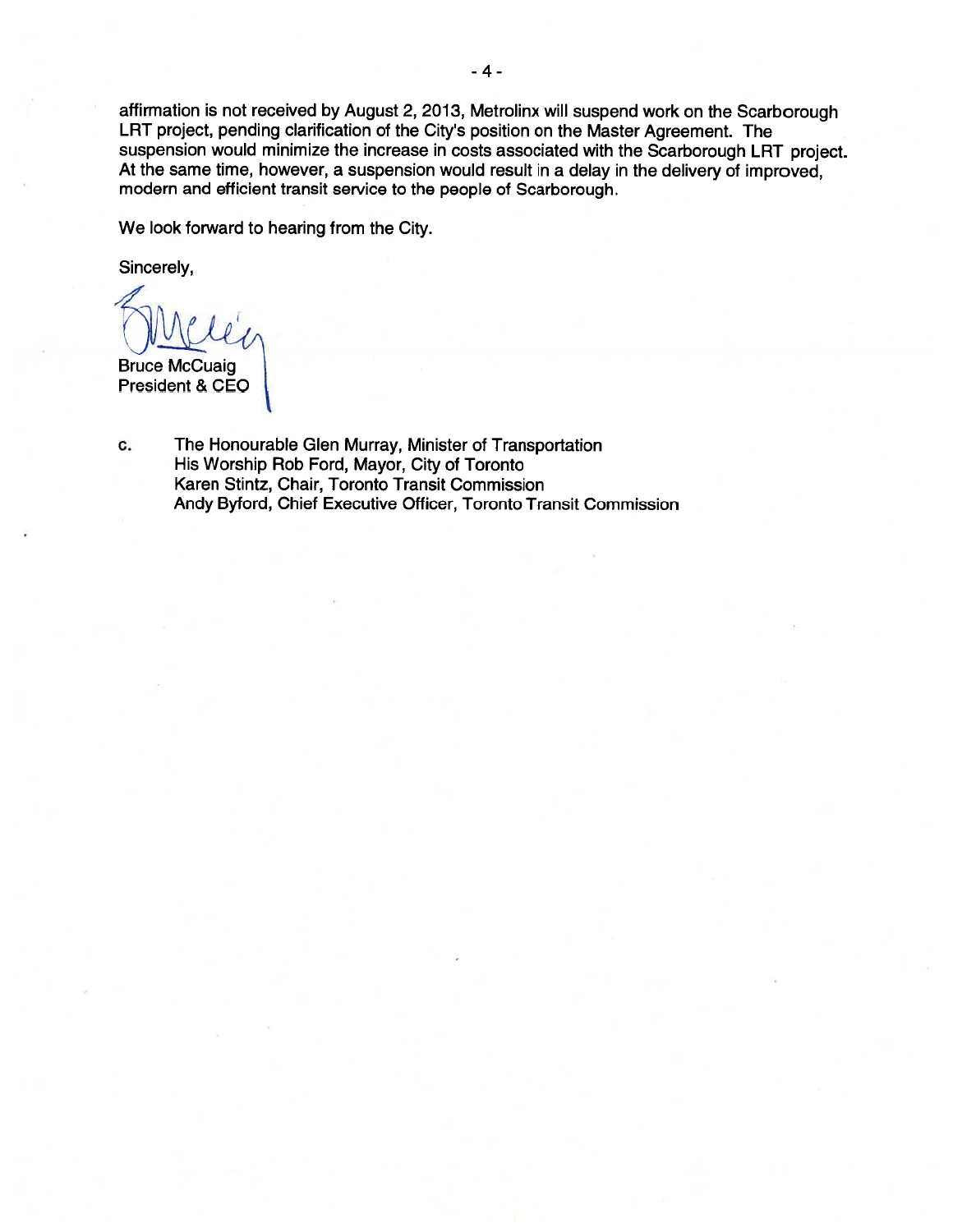affirmation is not received by August 2, 2013, Metrolinx will suspend work on the Scarborough LRT project, pending clarification of the City's position on the Master Agreement. The suspension would minimize the increase in costs associated with the Scarborough LRT project. At the same time, however, a suspension would result in a delay in the delivery of improved, modern and efficient transit service to the people of Scarborough.

We look forward to hearing from the City.

Sincerely,

Bruce McCuaig
President & CEO

c. The Honourable Glen Murray, Minister of Transportation
His Worship Rob Ford, Mayor, City of Toronto
Karen Stintz, Chair, Toronto Transit Commission
Andy Byford, Chief Executive Officer, Toronto Transit Commission